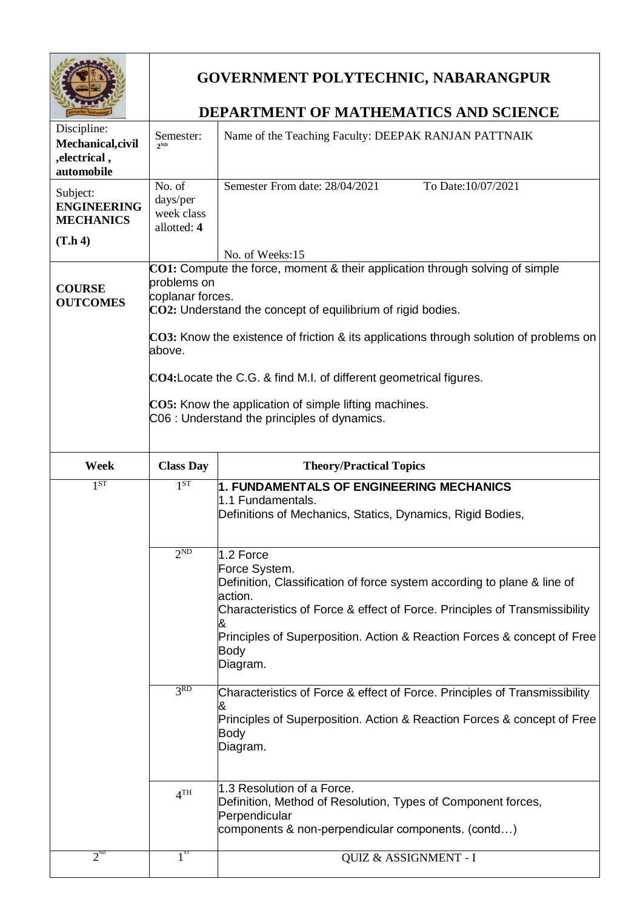# GOVERNMENT POLYTECHNIC, NABARANGPUR

## DEPARTMENT OF MATHEMATICS AND SCIENCE

| Discipline: **Mechanical,civil ,electrical , automobile** | Semester: 2ND | Name of the Teaching Faculty: DEEPAK RANJAN PATTNAIK |
|---|---|---|
| Subject: **ENGINEERING MECHANICS (T.h 4)** | No. of days/per week class allotted: **4** | Semester From date: 28/04/2021 To Date:10/07/2021<br>No. of Weeks:15 |
| **COURSE OUTCOMES** | | **CO1:** Compute the force, moment & their application through solving of simple problems on coplanar forces.<br>**CO2:** Understand the concept of equilibrium of rigid bodies.<br>**CO3:** Know the existence of friction & its applications through solution of problems on above.<br>**CO4:**Locate the C.G. & find M.I. of different geometrical figures.<br>**CO5:** Know the application of simple lifting machines.<br>C06 : Understand the principles of dynamics. |

| Week | Class Day | Theory/Practical Topics |
|---|---|---|
| 1ST | 1ST | **1. FUNDAMENTALS OF ENGINEERING MECHANICS**<br>1.1 Fundamentals.<br>Definitions of Mechanics, Statics, Dynamics, Rigid Bodies, |
| | 2ND | 1.2 Force<br>Force System.<br>Definition, Classification of force system according to plane & line of action.<br>Characteristics of Force & effect of Force. Principles of Transmissibility &<br>Principles of Superposition. Action & Reaction Forces & concept of Free Body Diagram. |
| | 3RD | Characteristics of Force & effect of Force. Principles of Transmissibility &<br>Principles of Superposition. Action & Reaction Forces & concept of Free Body Diagram. |
| | 4TH | 1.3 Resolution of a Force.<br>Definition, Method of Resolution, Types of Component forces, Perpendicular components & non-perpendicular components. (contd…) |
| 2ND | 1ST | QUIZ & ASSIGNMENT - I |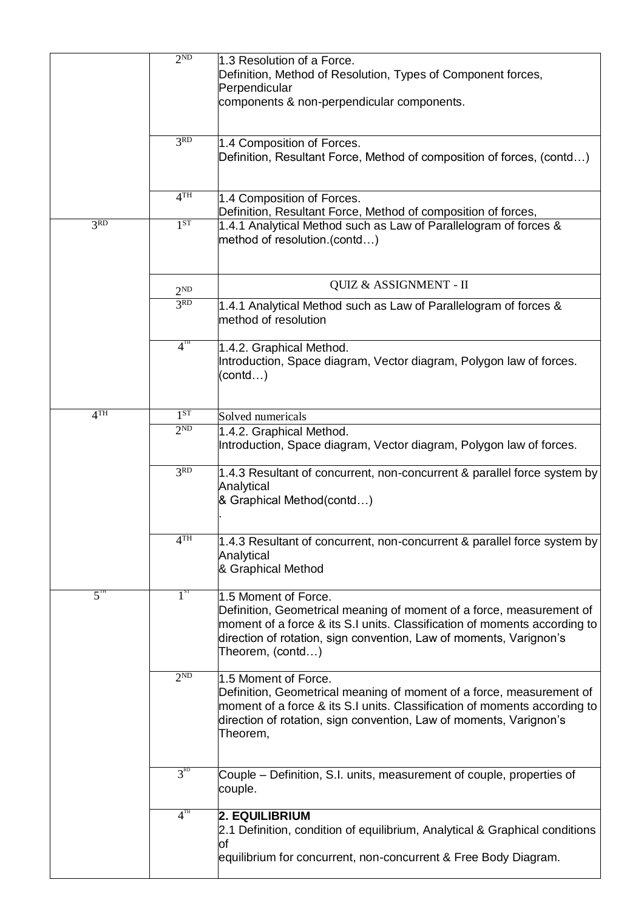| | | |
|---|---|---|
| | 2ND | 1.3 Resolution of a Force. Definition, Method of Resolution, Types of Component forces, Perpendicular components & non-perpendicular components. |
| | 3RD | 1.4 Composition of Forces. Definition, Resultant Force, Method of composition of forces, (contd…) |
| | 4TH | 1.4 Composition of Forces. Definition, Resultant Force, Method of composition of forces, |
| 3RD | 1ST | 1.4.1 Analytical Method such as Law of Parallelogram of forces & method of resolution.(contd…) |
| | 2ND | QUIZ & ASSIGNMENT - II |
| | 3RD | 1.4.1 Analytical Method such as Law of Parallelogram of forces & method of resolution |
| | 4TH | 1.4.2. Graphical Method. Introduction, Space diagram, Vector diagram, Polygon law of forces. (contd…) |
| 4TH | 1ST | Solved numericals |
| | 2ND | 1.4.2. Graphical Method. Introduction, Space diagram, Vector diagram, Polygon law of forces. |
| | 3RD | 1.4.3 Resultant of concurrent, non-concurrent & parallel force system by Analytical & Graphical Method(contd…) . |
| | 4TH | 1.4.3 Resultant of concurrent, non-concurrent & parallel force system by Analytical & Graphical Method |
| 5TH | 1ST | 1.5 Moment of Force. Definition, Geometrical meaning of moment of a force, measurement of moment of a force & its S.I units. Classification of moments according to direction of rotation, sign convention, Law of moments, Varignon's Theorem, (contd…) |
| | 2ND | 1.5 Moment of Force. Definition, Geometrical meaning of moment of a force, measurement of moment of a force & its S.I units. Classification of moments according to direction of rotation, sign convention, Law of moments, Varignon's Theorem, |
| | 3RD | Couple – Definition, S.I. units, measurement of couple, properties of couple. |
| | 4TH | **2. EQUILIBRIUM** 2.1 Definition, condition of equilibrium, Analytical & Graphical conditions of equilibrium for concurrent, non-concurrent & Free Body Diagram. |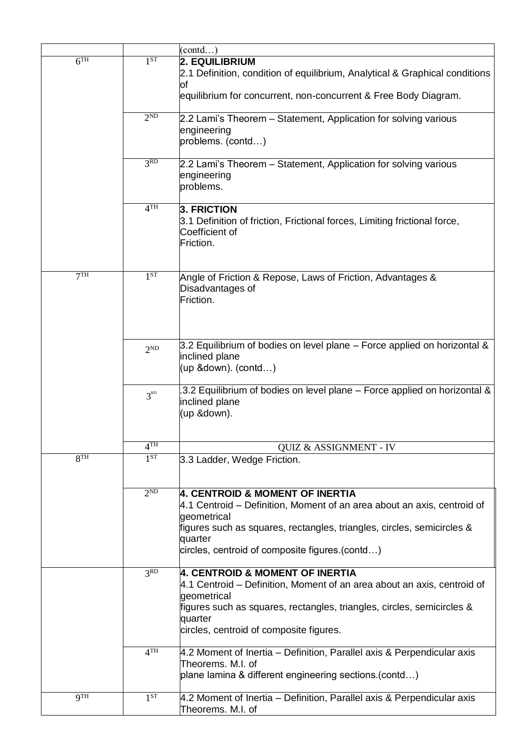| | | (contd…) |
|---|---|---|
| 6TH | 1ST | **2. EQUILIBRIUM**<br>2.1 Definition, condition of equilibrium, Analytical & Graphical conditions of<br>equilibrium for concurrent, non-concurrent & Free Body Diagram. |
| | 2ND | 2.2 Lami's Theorem – Statement, Application for solving various engineering<br>problems. (contd…) |
| | 3RD | 2.2 Lami's Theorem – Statement, Application for solving various engineering<br>problems. |
| | 4TH | **3. FRICTION**<br>3.1 Definition of friction, Frictional forces, Limiting frictional force, Coefficient of<br>Friction. |
| 7TH | 1ST | Angle of Friction & Repose, Laws of Friction, Advantages & Disadvantages of<br>Friction. |
| | 2ND | 3.2 Equilibrium of bodies on level plane – Force applied on horizontal & inclined plane<br>(up &down). (contd…) |
| | 3RD | .3.2 Equilibrium of bodies on level plane – Force applied on horizontal & inclined plane<br>(up &down). |
| | 4TH | QUIZ & ASSIGNMENT - IV |
| 8TH | 1ST | 3.3 Ladder, Wedge Friction. |
| | 2ND | **4. CENTROID & MOMENT OF INERTIA**<br>4.1 Centroid – Definition, Moment of an area about an axis, centroid of geometrical<br>figures such as squares, rectangles, triangles, circles, semicircles & quarter<br>circles, centroid of composite figures.(contd…) |
| | 3RD | **4. CENTROID & MOMENT OF INERTIA**<br>4.1 Centroid – Definition, Moment of an area about an axis, centroid of geometrical<br>figures such as squares, rectangles, triangles, circles, semicircles & quarter<br>circles, centroid of composite figures. |
| | 4TH | 4.2 Moment of Inertia – Definition, Parallel axis & Perpendicular axis Theorems. M.I. of<br>plane lamina & different engineering sections.(contd…) |
| 9TH | 1ST | 4.2 Moment of Inertia – Definition, Parallel axis & Perpendicular axis Theorems. M.I. of |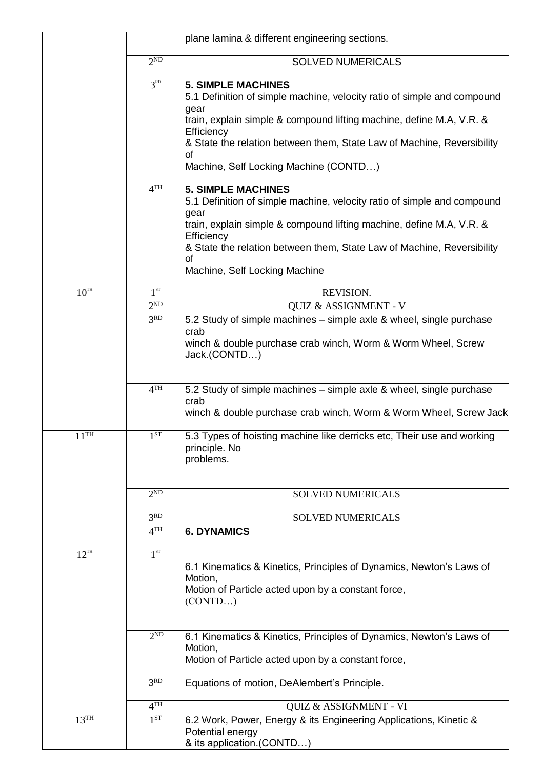| | | |
|---|---|---|
| | | plane lamina & different engineering sections. |
| | 2ND | SOLVED NUMERICALS |
| | 3RD | **5. SIMPLE MACHINES**<br>5.1 Definition of simple machine, velocity ratio of simple and compound gear<br>train, explain simple & compound lifting machine, define M.A, V.R. & Efficiency<br>& State the relation between them, State Law of Machine, Reversibility of<br>Machine, Self Locking Machine (CONTD…) |
| | 4TH | **5. SIMPLE MACHINES**<br>5.1 Definition of simple machine, velocity ratio of simple and compound gear<br>train, explain simple & compound lifting machine, define M.A, V.R. & Efficiency<br>& State the relation between them, State Law of Machine, Reversibility of<br>Machine, Self Locking Machine |
| 10TH | 1ST | REVISION. |
| | 2ND | QUIZ & ASSIGNMENT - V |
| | 3RD | 5.2 Study of simple machines – simple axle & wheel, single purchase crab<br>winch & double purchase crab winch, Worm & Worm Wheel, Screw Jack.(CONTD…) |
| | 4TH | 5.2 Study of simple machines – simple axle & wheel, single purchase crab<br>winch & double purchase crab winch, Worm & Worm Wheel, Screw Jack |
| 11TH | 1ST | 5.3 Types of hoisting machine like derricks etc, Their use and working principle. No<br>problems. |
| | 2ND | SOLVED NUMERICALS |
| | 3RD | SOLVED NUMERICALS |
| | 4TH | **6. DYNAMICS** |
| 12TH | 1ST | 6.1 Kinematics & Kinetics, Principles of Dynamics, Newton's Laws of Motion,<br>Motion of Particle acted upon by a constant force,<br>(CONTD…) |
| | 2ND | 6.1 Kinematics & Kinetics, Principles of Dynamics, Newton's Laws of Motion,<br>Motion of Particle acted upon by a constant force, |
| | 3RD | Equations of motion, DeAlembert's Principle. |
| | 4TH | QUIZ & ASSIGNMENT - VI |
| 13TH | 1ST | 6.2 Work, Power, Energy & its Engineering Applications, Kinetic & Potential energy<br>& its application.(CONTD…) |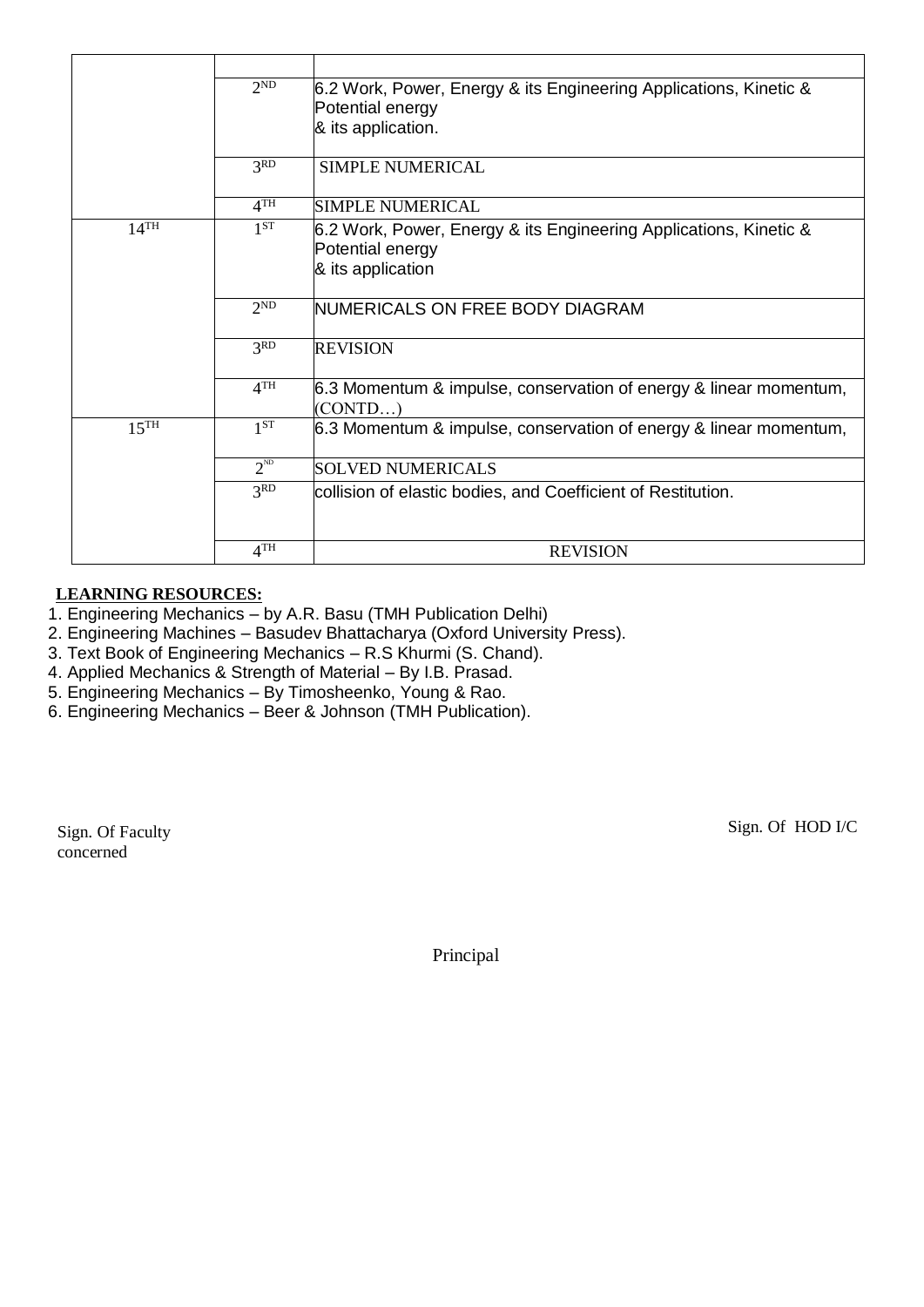| | | |
|---|---|---|
| | | |
| | 2ND | 6.2 Work, Power, Energy & its Engineering Applications, Kinetic & Potential energy & its application. |
| | 3RD | SIMPLE NUMERICAL |
| | 4TH | SIMPLE NUMERICAL |
| 14TH | 1ST | 6.2 Work, Power, Energy & its Engineering Applications, Kinetic & Potential energy & its application |
| | 2ND | NUMERICALS ON FREE BODY DIAGRAM |
| | 3RD | REVISION |
| | 4TH | 6.3 Momentum & impulse, conservation of energy & linear momentum, (CONTD…) |
| 15TH | 1ST | 6.3 Momentum & impulse, conservation of energy & linear momentum, |
| | 2ND | SOLVED NUMERICALS |
| | 3RD | collision of elastic bodies, and Coefficient of Restitution. |
| | 4TH | REVISION |

**LEARNING RESOURCES:**

1. Engineering Mechanics – by A.R. Basu (TMH Publication Delhi)
2. Engineering Machines – Basudev Bhattacharya (Oxford University Press).
3. Text Book of Engineering Mechanics – R.S Khurmi (S. Chand).
4. Applied Mechanics & Strength of Material – By I.B. Prasad.
5. Engineering Mechanics – By Timosheenko, Young & Rao.
6. Engineering Mechanics – Beer & Johnson (TMH Publication).

Sign. Of Faculty concerned

Sign. Of HOD I/C

Principal